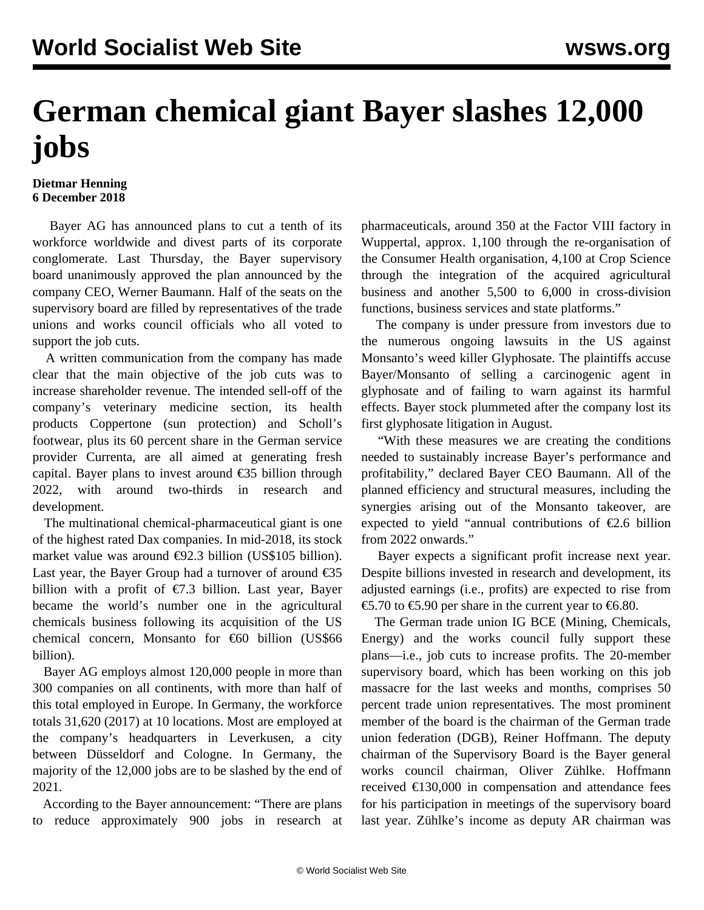# German chemical giant Bayer slashes 12,000 jobs

**Dietmar Henning**
**6 December 2018**

Bayer AG has announced plans to cut a tenth of its workforce worldwide and divest parts of its corporate conglomerate. Last Thursday, the Bayer supervisory board unanimously approved the plan announced by the company CEO, Werner Baumann. Half of the seats on the supervisory board are filled by representatives of the trade unions and works council officials who all voted to support the job cuts.

A written communication from the company has made clear that the main objective of the job cuts was to increase shareholder revenue. The intended sell-off of the company's veterinary medicine section, its health products Coppertone (sun protection) and Scholl's footwear, plus its 60 percent share in the German service provider Currenta, are all aimed at generating fresh capital. Bayer plans to invest around €35 billion through 2022, with around two-thirds in research and development.

The multinational chemical-pharmaceutical giant is one of the highest rated Dax companies. In mid-2018, its stock market value was around €92.3 billion (US$105 billion). Last year, the Bayer Group had a turnover of around €35 billion with a profit of €7.3 billion. Last year, Bayer became the world's number one in the agricultural chemicals business following its acquisition of the US chemical concern, Monsanto for €60 billion (US$66 billion).

Bayer AG employs almost 120,000 people in more than 300 companies on all continents, with more than half of this total employed in Europe. In Germany, the workforce totals 31,620 (2017) at 10 locations. Most are employed at the company's headquarters in Leverkusen, a city between Düsseldorf and Cologne. In Germany, the majority of the 12,000 jobs are to be slashed by the end of 2021.

According to the Bayer announcement: "There are plans to reduce approximately 900 jobs in research at pharmaceuticals, around 350 at the Factor VIII factory in Wuppertal, approx. 1,100 through the re-organisation of the Consumer Health organisation, 4,100 at Crop Science through the integration of the acquired agricultural business and another 5,500 to 6,000 in cross-division functions, business services and state platforms."

The company is under pressure from investors due to the numerous ongoing lawsuits in the US against Monsanto's weed killer Glyphosate. The plaintiffs accuse Bayer/Monsanto of selling a carcinogenic agent in glyphosate and of failing to warn against its harmful effects. Bayer stock plummeted after the company lost its first glyphosate litigation in August.

"With these measures we are creating the conditions needed to sustainably increase Bayer's performance and profitability," declared Bayer CEO Baumann. All of the planned efficiency and structural measures, including the synergies arising out of the Monsanto takeover, are expected to yield "annual contributions of €2.6 billion from 2022 onwards."

Bayer expects a significant profit increase next year. Despite billions invested in research and development, its adjusted earnings (i.e., profits) are expected to rise from €5.70 to €5.90 per share in the current year to €6.80.

The German trade union IG BCE (Mining, Chemicals, Energy) and the works council fully support these plans—i.e., job cuts to increase profits. The 20-member supervisory board, which has been working on this job massacre for the last weeks and months, comprises 50 percent trade union representatives. The most prominent member of the board is the chairman of the German trade union federation (DGB), Reiner Hoffmann. The deputy chairman of the Supervisory Board is the Bayer general works council chairman, Oliver Zühlke. Hoffmann received €130,000 in compensation and attendance fees for his participation in meetings of the supervisory board last year. Zühlke's income as deputy AR chairman was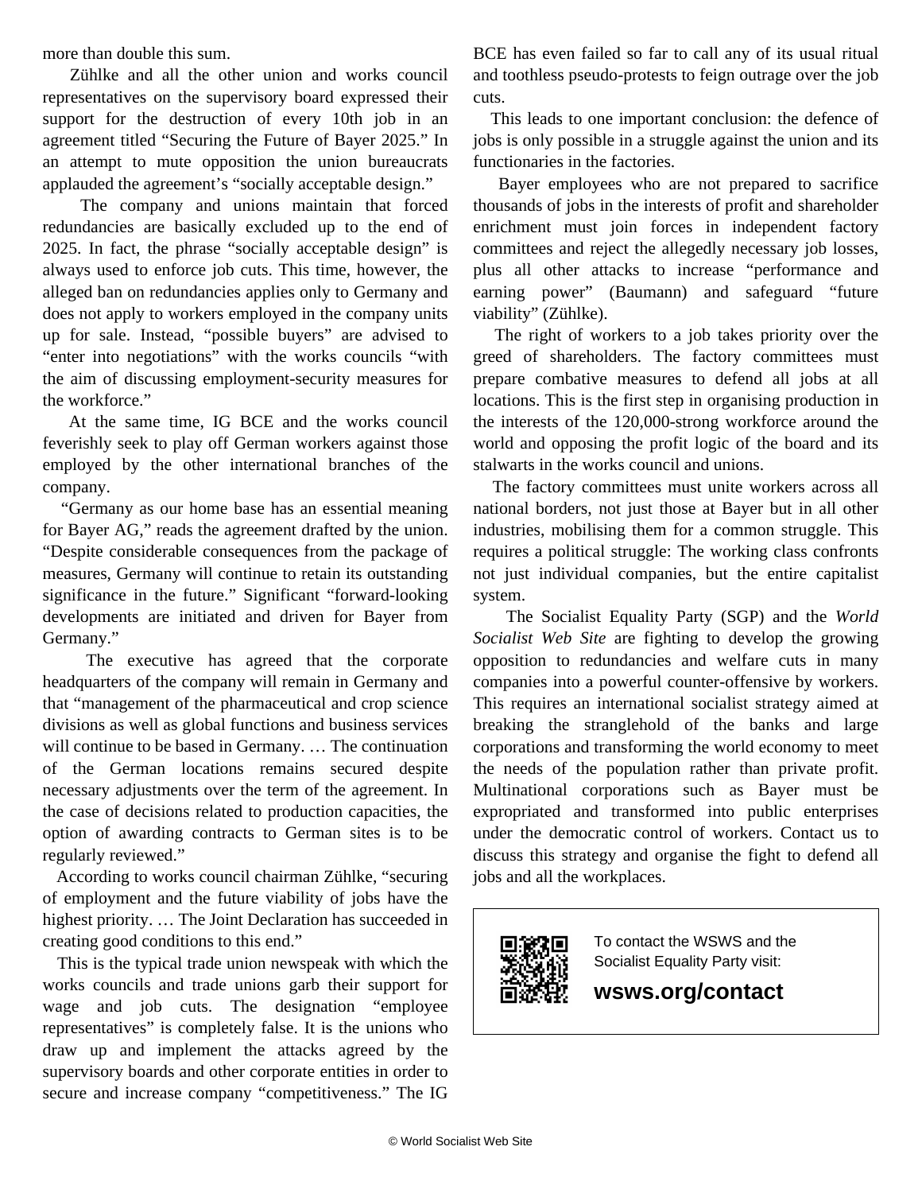more than double this sum.

Zühlke and all the other union and works council representatives on the supervisory board expressed their support for the destruction of every 10th job in an agreement titled "Securing the Future of Bayer 2025." In an attempt to mute opposition the union bureaucrats applauded the agreement's "socially acceptable design."

The company and unions maintain that forced redundancies are basically excluded up to the end of 2025. In fact, the phrase "socially acceptable design" is always used to enforce job cuts. This time, however, the alleged ban on redundancies applies only to Germany and does not apply to workers employed in the company units up for sale. Instead, "possible buyers" are advised to "enter into negotiations" with the works councils "with the aim of discussing employment-security measures for the workforce."

At the same time, IG BCE and the works council feverishly seek to play off German workers against those employed by the other international branches of the company.

"Germany as our home base has an essential meaning for Bayer AG," reads the agreement drafted by the union. "Despite considerable consequences from the package of measures, Germany will continue to retain its outstanding significance in the future." Significant "forward-looking developments are initiated and driven for Bayer from Germany."

The executive has agreed that the corporate headquarters of the company will remain in Germany and that "management of the pharmaceutical and crop science divisions as well as global functions and business services will continue to be based in Germany. … The continuation of the German locations remains secured despite necessary adjustments over the term of the agreement. In the case of decisions related to production capacities, the option of awarding contracts to German sites is to be regularly reviewed."

According to works council chairman Zühlke, "securing of employment and the future viability of jobs have the highest priority. … The Joint Declaration has succeeded in creating good conditions to this end."

This is the typical trade union newspeak with which the works councils and trade unions garb their support for wage and job cuts. The designation "employee representatives" is completely false. It is the unions who draw up and implement the attacks agreed by the supervisory boards and other corporate entities in order to secure and increase company "competitiveness." The IG BCE has even failed so far to call any of its usual ritual and toothless pseudo-protests to feign outrage over the job cuts.

This leads to one important conclusion: the defence of jobs is only possible in a struggle against the union and its functionaries in the factories.

Bayer employees who are not prepared to sacrifice thousands of jobs in the interests of profit and shareholder enrichment must join forces in independent factory committees and reject the allegedly necessary job losses, plus all other attacks to increase "performance and earning power" (Baumann) and safeguard "future viability" (Zühlke).

The right of workers to a job takes priority over the greed of shareholders. The factory committees must prepare combative measures to defend all jobs at all locations. This is the first step in organising production in the interests of the 120,000-strong workforce around the world and opposing the profit logic of the board and its stalwarts in the works council and unions.

The factory committees must unite workers across all national borders, not just those at Bayer but in all other industries, mobilising them for a common struggle. This requires a political struggle: The working class confronts not just individual companies, but the entire capitalist system.

The Socialist Equality Party (SGP) and the *World Socialist Web Site* are fighting to develop the growing opposition to redundancies and welfare cuts in many companies into a powerful counter-offensive by workers. This requires an international socialist strategy aimed at breaking the stranglehold of the banks and large corporations and transforming the world economy to meet the needs of the population rather than private profit. Multinational corporations such as Bayer must be expropriated and transformed into public enterprises under the democratic control of workers. Contact us to discuss this strategy and organise the fight to defend all jobs and all the workplaces.

To contact the WSWS and the Socialist Equality Party visit:

**wsws.org/contact**